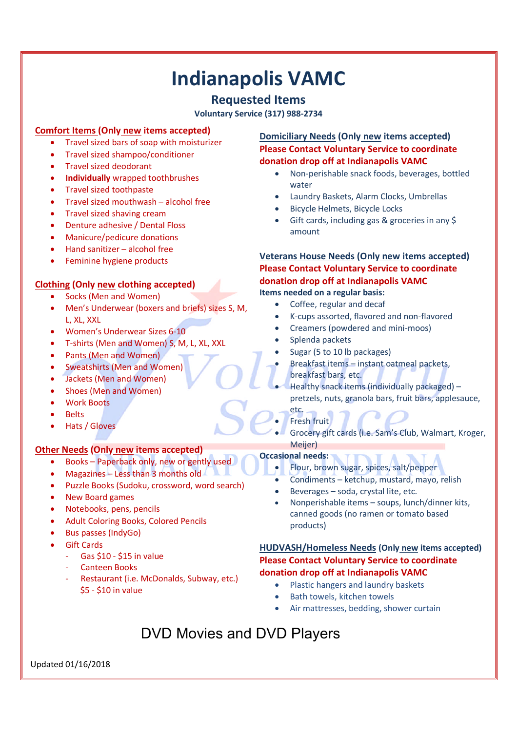# Indianapolis VAMC

## Requested Items

**Voluntary Service (317) 988-2734**

### Comfort Items (Only new items accepted)

- Travel sized bars of soap with moisturizer
- Travel sized shampoo/conditioner
- Travel sized deodorant
- **Individually** wrapped toothbrushes
- Travel sized toothpaste
- Travel sized mouthwash – alcohol free
- Travel sized shaving cream
- Denture adhesive / Dental Floss
- Manicure/pedicure donations
- Hand sanitizer – alcohol free
- Feminine hygiene products

### Clothing (Only new clothing accepted)

- Socks (Men and Women)
- Men's Underwear (boxers and briefs) sizes S, M, L, XL, XXL
- Women's Underwear Sizes 6-10
- T-shirts (Men and Women) S, M, L, XL, XXL
- Pants (Men and Women)
- Sweatshirts (Men and Women)
- Jackets (Men and Women)
- Shoes (Men and Women)
- Work Boots
- Belts
- Hats / Gloves

### Other Needs (Only new items accepted)

- Books – Paperback only, new or gently used
- Magazines – Less than 3 months old
- Puzzle Books (Sudoku, crossword, word search)
- New Board games
- Notebooks, pens, pencils
- Adult Coloring Books, Colored Pencils
- Bus passes (IndyGo)
- Gift Cards
  - Gas $10 - $15 in value
  - Canteen Books
  - Restaurant (i.e. McDonalds, Subway, etc.) $5 - $10 in value

### Domiciliary Needs (Only new items accepted)

**Please Contact Voluntary Service to coordinate donation drop off at Indianapolis VAMC**

- Non-perishable snack foods, beverages, bottled water
- Laundry Baskets, Alarm Clocks, Umbrellas
- Bicycle Helmets, Bicycle Locks
- Gift cards, including gas & groceries in any $ amount

### Veterans House Needs (Only new items accepted)

**Please Contact Voluntary Service to coordinate donation drop off at Indianapolis VAMC**

**Items needed on a regular basis:**

- Coffee, regular and decaf
- K-cups assorted, flavored and non-flavored
- Creamers (powdered and mini-moos)
- Splenda packets
- Sugar (5 to 10 lb packages)
- Breakfast items – instant oatmeal packets, breakfast bars, etc.
- Healthy snack items (individually packaged) – pretzels, nuts, granola bars, fruit bars, applesauce, etc.
- Fresh fruit
- Grocery gift cards (i.e. Sam's Club, Walmart, Kroger, Meijer)

**Occasional needs:**

- Flour, brown sugar, spices, salt/pepper
- Condiments – ketchup, mustard, mayo, relish
- Beverages – soda, crystal lite, etc.
- Nonperishable items – soups, lunch/dinner kits, canned goods (no ramen or tomato based products)

### HUDVASH/Homeless Needs (Only new items accepted)

**Please Contact Voluntary Service to coordinate donation drop off at Indianapolis VAMC**

- Plastic hangers and laundry baskets
- Bath towels, kitchen towels
- Air mattresses, bedding, shower curtain

DVD Movies and DVD Players

Updated 01/16/2018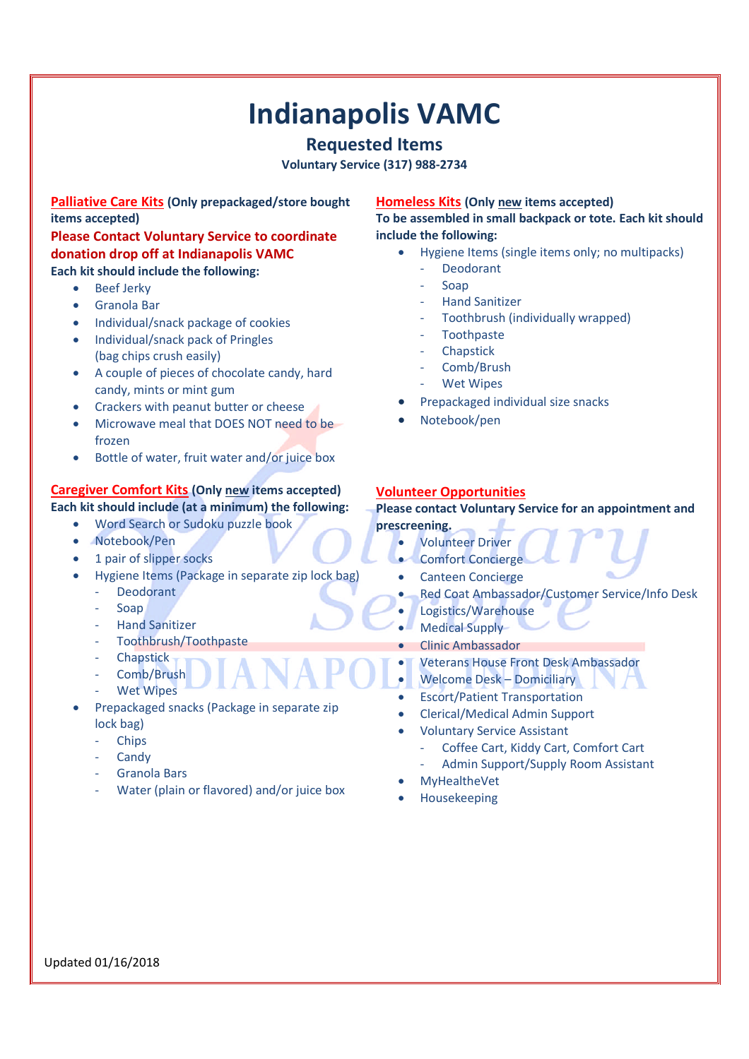# Indianapolis VAMC

## Requested Items

**Voluntary Service (317) 988-2734**

### Palliative Care Kits (Only prepackaged/store bought items accepted)

**Please Contact Voluntary Service to coordinate donation drop off at Indianapolis VAMC**

**Each kit should include the following:**

- Beef Jerky
- Granola Bar
- Individual/snack package of cookies
- Individual/snack pack of Pringles (bag chips crush easily)
- A couple of pieces of chocolate candy, hard candy, mints or mint gum
- Crackers with peanut butter or cheese
- Microwave meal that DOES NOT need to be frozen
- Bottle of water, fruit water and/or juice box

### Caregiver Comfort Kits (Only new items accepted)

**Each kit should include (at a minimum) the following:**

- Word Search or Sudoku puzzle book
- Notebook/Pen
- 1 pair of slipper socks
- Hygiene Items (Package in separate zip lock bag)
  - Deodorant
  - Soap
  - Hand Sanitizer
  - Toothbrush/Toothpaste
  - Chapstick
  - Comb/Brush
  - Wet Wipes
- Prepackaged snacks (Package in separate zip lock bag)
  - Chips
  - Candy
  - Granola Bars
  - Water (plain or flavored) and/or juice box

### Homeless Kits (Only new items accepted)

**To be assembled in small backpack or tote. Each kit should include the following:**

- Hygiene Items (single items only; no multipacks)
  - Deodorant
  - Soap
  - Hand Sanitizer
  - Toothbrush (individually wrapped)
  - Toothpaste
  - Chapstick
  - Comb/Brush
  - Wet Wipes
- Prepackaged individual size snacks
- Notebook/pen

### Volunteer Opportunities

**Please contact Voluntary Service for an appointment and prescreening.**

- Volunteer Driver
- Comfort Concierge
- Canteen Concierge
- Red Coat Ambassador/Customer Service/Info Desk
- Logistics/Warehouse
- Medical Supply
- Clinic Ambassador
- Veterans House Front Desk Ambassador
- Welcome Desk – Domiciliary
- Escort/Patient Transportation
- Clerical/Medical Admin Support
- Voluntary Service Assistant
  - Coffee Cart, Kiddy Cart, Comfort Cart
  - Admin Support/Supply Room Assistant
- MyHealtheVet
- Housekeeping

Updated 01/16/2018